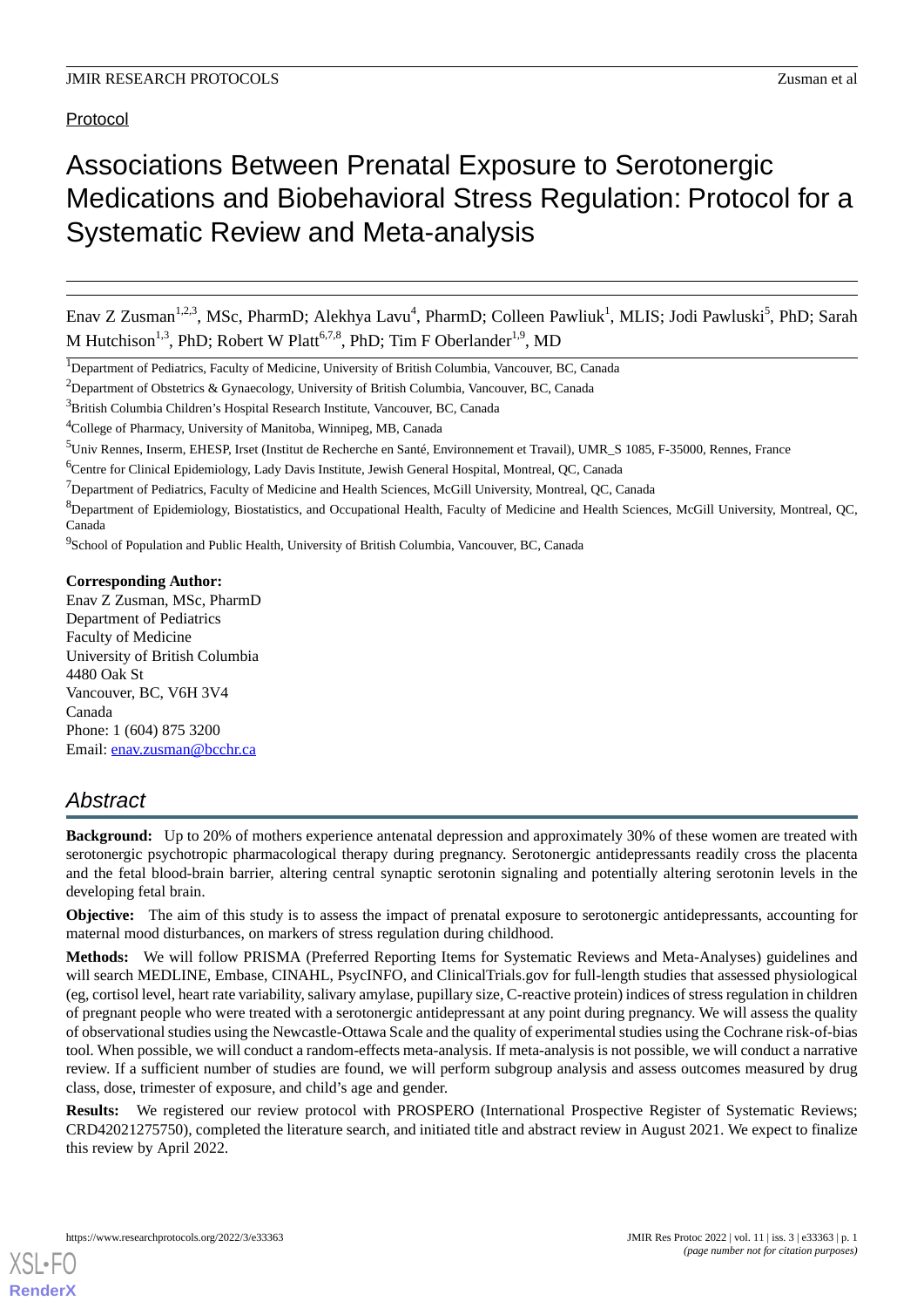Protocol

# Associations Between Prenatal Exposure to Serotonergic Medications and Biobehavioral Stress Regulation: Protocol for a Systematic Review and Meta-analysis

Enav Z Zusman[1,2,3], MSc, PharmD; Alekhya Lavu[4], PharmD; Colleen Pawliuk[1], MLIS; Jodi Pawluski[5], PhD; Sarah M Hutchison[1,3], PhD; Robert W Platt[6,7,8], PhD; Tim F Oberlander[1,9], MD

[1]Department of Pediatrics, Faculty of Medicine, University of British Columbia, Vancouver, BC, Canada

[2]Department of Obstetrics & Gynaecology, University of British Columbia, Vancouver, BC, Canada

[3]British Columbia Children's Hospital Research Institute, Vancouver, BC, Canada

[4]College of Pharmacy, University of Manitoba, Winnipeg, MB, Canada

[5]Univ Rennes, Inserm, EHESP, Irset (Institut de Recherche en Santé, Environnement et Travail), UMR_S 1085, F-35000, Rennes, France

[6]Centre for Clinical Epidemiology, Lady Davis Institute, Jewish General Hospital, Montreal, QC, Canada

[7]Department of Pediatrics, Faculty of Medicine and Health Sciences, McGill University, Montreal, QC, Canada

[8]Department of Epidemiology, Biostatistics, and Occupational Health, Faculty of Medicine and Health Sciences, McGill University, Montreal, QC, Canada

[9]School of Population and Public Health, University of British Columbia, Vancouver, BC, Canada

**Corresponding Author:**
Enav Z Zusman, MSc, PharmD
Department of Pediatrics
Faculty of Medicine
University of British Columbia
4480 Oak St
Vancouver, BC, V6H 3V4
Canada
Phone: 1 (604) 875 3200
Email: enav.zusman@bcchr.ca

## Abstract

**Background:** Up to 20% of mothers experience antenatal depression and approximately 30% of these women are treated with serotonergic psychotropic pharmacological therapy during pregnancy. Serotonergic antidepressants readily cross the placenta and the fetal blood-brain barrier, altering central synaptic serotonin signaling and potentially altering serotonin levels in the developing fetal brain.

**Objective:** The aim of this study is to assess the impact of prenatal exposure to serotonergic antidepressants, accounting for maternal mood disturbances, on markers of stress regulation during childhood.

**Methods:** We will follow PRISMA (Preferred Reporting Items for Systematic Reviews and Meta-Analyses) guidelines and will search MEDLINE, Embase, CINAHL, PsycINFO, and ClinicalTrials.gov for full-length studies that assessed physiological (eg, cortisol level, heart rate variability, salivary amylase, pupillary size, C-reactive protein) indices of stress regulation in children of pregnant people who were treated with a serotonergic antidepressant at any point during pregnancy. We will assess the quality of observational studies using the Newcastle-Ottawa Scale and the quality of experimental studies using the Cochrane risk-of-bias tool. When possible, we will conduct a random-effects meta-analysis. If meta-analysis is not possible, we will conduct a narrative review. If a sufficient number of studies are found, we will perform subgroup analysis and assess outcomes measured by drug class, dose, trimester of exposure, and child's age and gender.

**Results:** We registered our review protocol with PROSPERO (International Prospective Register of Systematic Reviews; CRD42021275750), completed the literature search, and initiated title and abstract review in August 2021. We expect to finalize this review by April 2022.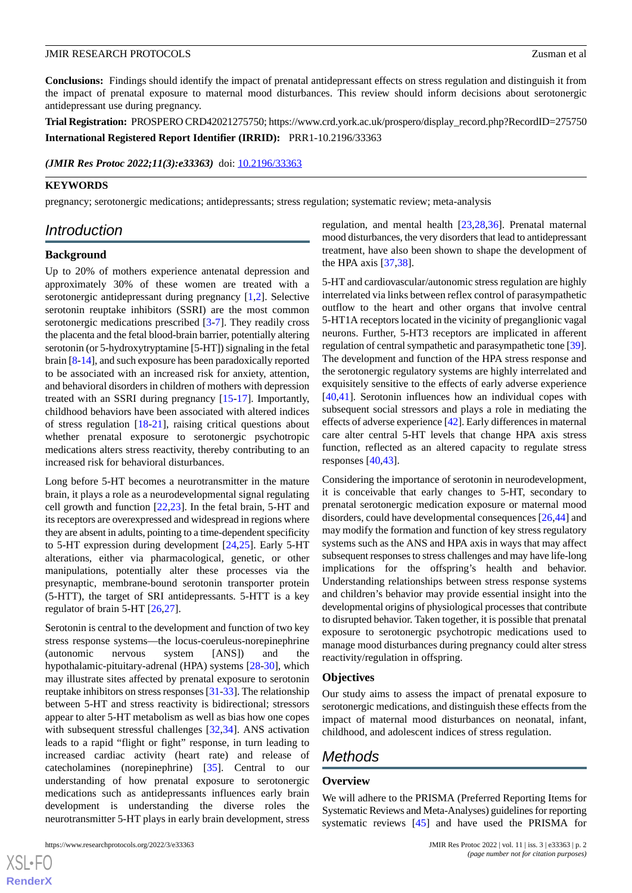**Conclusions:** Findings should identify the impact of prenatal antidepressant effects on stress regulation and distinguish it from the impact of prenatal exposure to maternal mood disturbances. This review should inform decisions about serotonergic antidepressant use during pregnancy.

**Trial Registration:** PROSPERO CRD42021275750; https://www.crd.york.ac.uk/prospero/display_record.php?RecordID=275750

**International Registered Report Identifier (IRRID):** PRR1-10.2196/33363

***(JMIR Res Protoc 2022;11(3):e33363)*** doi: 10.2196/33363

**KEYWORDS**

pregnancy; serotonergic medications; antidepressants; stress regulation; systematic review; meta-analysis

## Introduction

### Background

Up to 20% of mothers experience antenatal depression and approximately 30% of these women are treated with a serotonergic antidepressant during pregnancy [1,2]. Selective serotonin reuptake inhibitors (SSRI) are the most common serotonergic medications prescribed [3-7]. They readily cross the placenta and the fetal blood-brain barrier, potentially altering serotonin (or 5-hydroxytryptamine [5-HT]) signaling in the fetal brain [8-14], and such exposure has been paradoxically reported to be associated with an increased risk for anxiety, attention, and behavioral disorders in children of mothers with depression treated with an SSRI during pregnancy [15-17]. Importantly, childhood behaviors have been associated with altered indices of stress regulation [18-21], raising critical questions about whether prenatal exposure to serotonergic psychotropic medications alters stress reactivity, thereby contributing to an increased risk for behavioral disturbances.

Long before 5-HT becomes a neurotransmitter in the mature brain, it plays a role as a neurodevelopmental signal regulating cell growth and function [22,23]. In the fetal brain, 5-HT and its receptors are overexpressed and widespread in regions where they are absent in adults, pointing to a time-dependent specificity to 5-HT expression during development [24,25]. Early 5-HT alterations, either via pharmacological, genetic, or other manipulations, potentially alter these processes via the presynaptic, membrane-bound serotonin transporter protein (5-HTT), the target of SRI antidepressants. 5-HTT is a key regulator of brain 5-HT [26,27].

Serotonin is central to the development and function of two key stress response systems—the locus-coeruleus-norepinephrine (autonomic nervous system [ANS]) and the hypothalamic-pituitary-adrenal (HPA) systems [28-30], which may illustrate sites affected by prenatal exposure to serotonin reuptake inhibitors on stress responses [31-33]. The relationship between 5-HT and stress reactivity is bidirectional; stressors appear to alter 5-HT metabolism as well as bias how one copes with subsequent stressful challenges [32,34]. ANS activation leads to a rapid "flight or fight" response, in turn leading to increased cardiac activity (heart rate) and release of catecholamines (norepinephrine) [35]. Central to our understanding of how prenatal exposure to serotonergic medications such as antidepressants influences early brain development is understanding the diverse roles the neurotransmitter 5-HT plays in early brain development, stress regulation, and mental health [23,28,36]. Prenatal maternal mood disturbances, the very disorders that lead to antidepressant treatment, have also been shown to shape the development of the HPA axis [37,38].

5-HT and cardiovascular/autonomic stress regulation are highly interrelated via links between reflex control of parasympathetic outflow to the heart and other organs that involve central 5-HT1A receptors located in the vicinity of preganglionic vagal neurons. Further, 5-HT3 receptors are implicated in afferent regulation of central sympathetic and parasympathetic tone [39]. The development and function of the HPA stress response and the serotonergic regulatory systems are highly interrelated and exquisitely sensitive to the effects of early adverse experience [40,41]. Serotonin influences how an individual copes with subsequent social stressors and plays a role in mediating the effects of adverse experience [42]. Early differences in maternal care alter central 5-HT levels that change HPA axis stress function, reflected as an altered capacity to regulate stress responses [40,43].

Considering the importance of serotonin in neurodevelopment, it is conceivable that early changes to 5-HT, secondary to prenatal serotonergic medication exposure or maternal mood disorders, could have developmental consequences [26,44] and may modify the formation and function of key stress regulatory systems such as the ANS and HPA axis in ways that may affect subsequent responses to stress challenges and may have life-long implications for the offspring's health and behavior. Understanding relationships between stress response systems and children's behavior may provide essential insight into the developmental origins of physiological processes that contribute to disrupted behavior. Taken together, it is possible that prenatal exposure to serotonergic psychotropic medications used to manage mood disturbances during pregnancy could alter stress reactivity/regulation in offspring.

### Objectives

Our study aims to assess the impact of prenatal exposure to serotonergic medications, and distinguish these effects from the impact of maternal mood disturbances on neonatal, infant, childhood, and adolescent indices of stress regulation.

## Methods

### Overview

We will adhere to the PRISMA (Preferred Reporting Items for Systematic Reviews and Meta-Analyses) guidelines for reporting systematic reviews [45] and have used the PRISMA for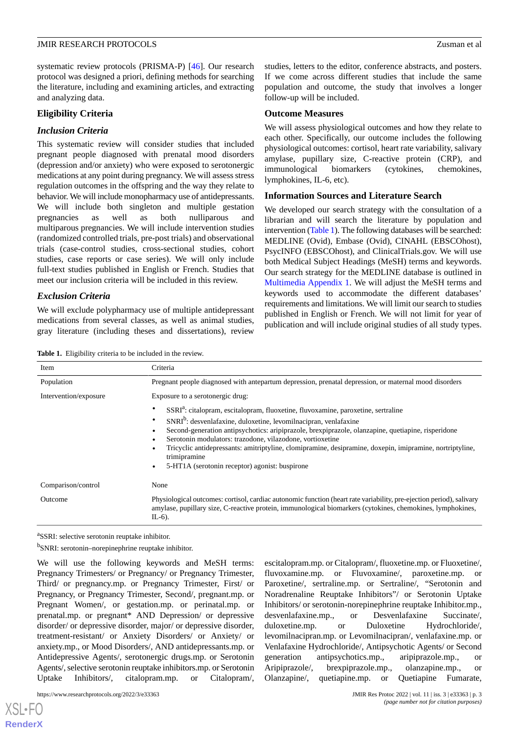systematic review protocols (PRISMA-P) [46]. Our research protocol was designed a priori, defining methods for searching the literature, including and examining articles, and extracting and analyzing data.

## Eligibility Criteria

### Inclusion Criteria

This systematic review will consider studies that included pregnant people diagnosed with prenatal mood disorders (depression and/or anxiety) who were exposed to serotonergic medications at any point during pregnancy. We will assess stress regulation outcomes in the offspring and the way they relate to behavior. We will include monopharmacy use of antidepressants. We will include both singleton and multiple gestation pregnancies as well as both nulliparous and multiparous pregnancies. We will include intervention studies (randomized controlled trials, pre-post trials) and observational trials (case-control studies, cross-sectional studies, cohort studies, case reports or case series). We will only include full-text studies published in English or French. Studies that meet our inclusion criteria will be included in this review.

### Exclusion Criteria

We will exclude polypharmacy use of multiple antidepressant medications from several classes, as well as animal studies, gray literature (including theses and dissertations), review studies, letters to the editor, conference abstracts, and posters. If we come across different studies that include the same population and outcome, the study that involves a longer follow-up will be included.

## Outcome Measures

We will assess physiological outcomes and how they relate to each other. Specifically, our outcome includes the following physiological outcomes: cortisol, heart rate variability, salivary amylase, pupillary size, C-reactive protein (CRP), and immunological biomarkers (cytokines, chemokines, lymphokines, IL-6, etc).

## Information Sources and Literature Search

We developed our search strategy with the consultation of a librarian and will search the literature by population and intervention (Table 1). The following databases will be searched: MEDLINE (Ovid), Embase (Ovid), CINAHL (EBSCOhost), PsycINFO (EBSCOhost), and ClinicalTrials.gov. We will use both Medical Subject Headings (MeSH) terms and keywords. Our search strategy for the MEDLINE database is outlined in Multimedia Appendix 1. We will adjust the MeSH terms and keywords used to accommodate the different databases' requirements and limitations. We will limit our search to studies published in English or French. We will not limit for year of publication and will include original studies of all study types.

**Table 1.** Eligibility criteria to be included in the review.

| Item | Criteria |
|---|---|
| Population | Pregnant people diagnosed with antepartum depression, prenatal depression, or maternal mood disorders |
| Intervention/exposure | Exposure to a serotonergic drug:<br>• SSRI[a]: citalopram, escitalopram, fluoxetine, fluvoxamine, paroxetine, sertraline<br>• SNRI[b]: desvenlafaxine, duloxetine, levomilnacipran, venlafaxine<br>• Second-generation antipsychotics: aripiprazole, brexpiprazole, olanzapine, quetiapine, risperidone<br>• Serotonin modulators: trazodone, vilazodone, vortioxetine<br>• Tricyclic antidepressants: amitriptyline, clomipramine, desipramine, doxepin, imipramine, nortriptyline, trimipramine<br>• 5-HT1A (serotonin receptor) agonist: buspirone |
| Comparison/control | None |
| Outcome | Physiological outcomes: cortisol, cardiac autonomic function (heart rate variability, pre-ejection period), salivary amylase, pupillary size, C-reactive protein, immunological biomarkers (cytokines, chemokines, lymphokines, IL-6). |

[a]SSRI: selective serotonin reuptake inhibitor.

[b]SNRI: serotonin–norepinephrine reuptake inhibitor.

We will use the following keywords and MeSH terms: Pregnancy Trimesters/ or Pregnancy/ or Pregnancy Trimester, Third/ or pregnancy.mp. or Pregnancy Trimester, First/ or Pregnancy, or Pregnancy Trimester, Second/, pregnant.mp. or Pregnant Women/, or gestation.mp. or perinatal.mp. or prenatal.mp. or pregnant* AND Depression/ or depressive disorder/ or depressive disorder, major/ or depressive disorder, treatment-resistant/ or Anxiety Disorders/ or Anxiety/ or anxiety.mp., or Mood Disorders/, AND antidepressants.mp. or Antidepressive Agents/, serotonergic drugs.mp. or Serotonin Agents/, selective serotonin reuptake inhibitors.mp. or Serotonin Uptake Inhibitors/, citalopram.mp. or Citalopram/, escitalopram.mp. or Citalopram/, fluoxetine.mp. or Fluoxetine/, fluvoxamine.mp. or Fluvoxamine/, paroxetine.mp. or Paroxetine/, sertraline.mp. or Sertraline/, "Serotonin and Noradrenaline Reuptake Inhibitors"/ or Serotonin Uptake Inhibitors/ or serotonin-norepinephrine reuptake Inhibitor.mp., desvenlafaxine.mp., or Desvenlafaxine Succinate/, duloxetine.mp. or Duloxetine Hydrochloride/, levomilnacipran.mp. or Levomilnacipran/, venlafaxine.mp. or Venlafaxine Hydrochloride/, Antipsychotic Agents/ or Second generation antipsychotics.mp., aripiprazole.mp., or Aripiprazole/, brexpiprazole.mp., olanzapine.mp., or Olanzapine/, quetiapine.mp. or Quetiapine Fumarate,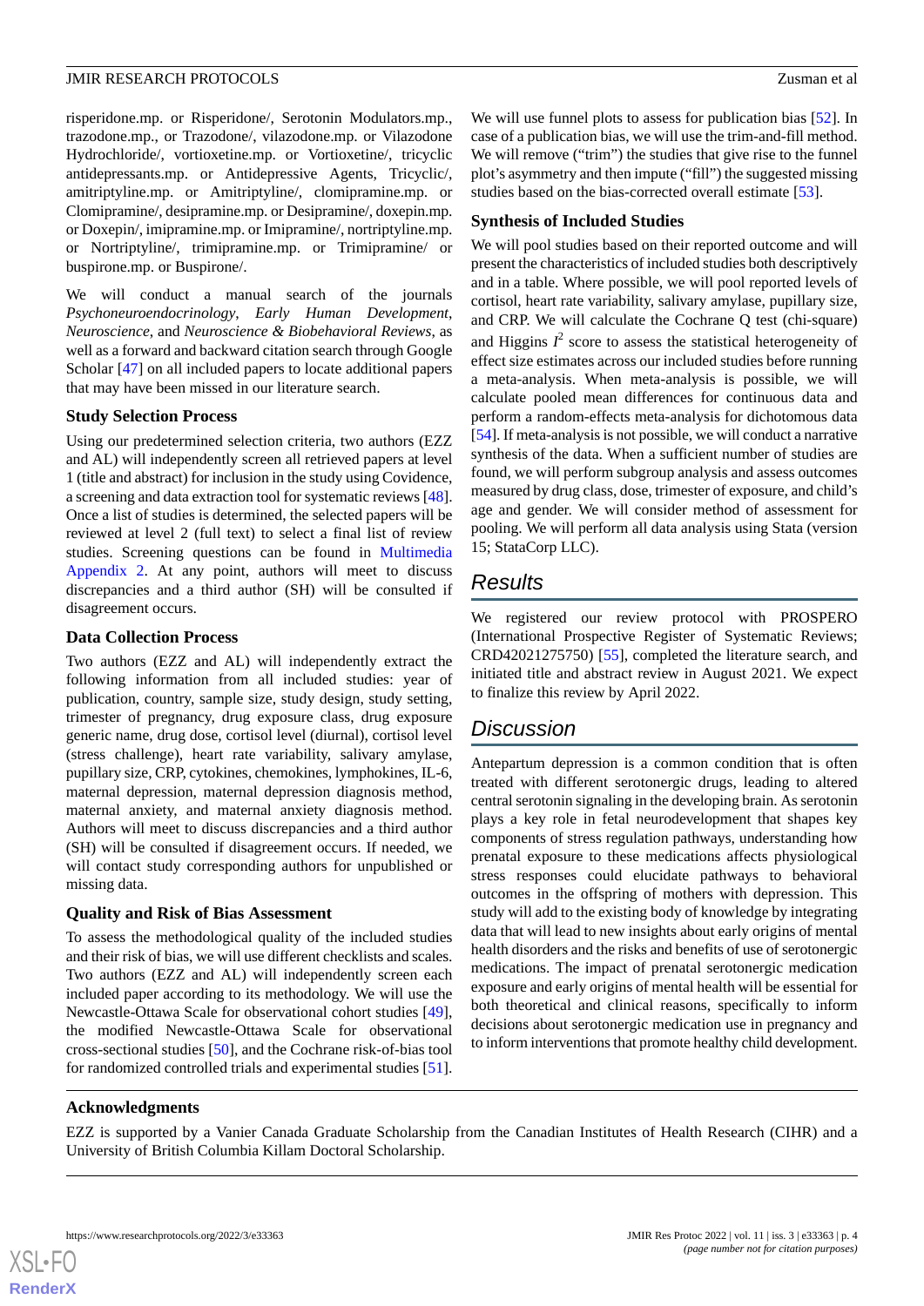risperidone.mp. or Risperidone/, Serotonin Modulators.mp., trazodone.mp., or Trazodone/, vilazodone.mp. or Vilazodone Hydrochloride/, vortioxetine.mp. or Vortioxetine/, tricyclic antidepressants.mp. or Antidepressive Agents, Tricyclic/, amitriptyline.mp. or Amitriptyline/, clomipramine.mp. or Clomipramine/, desipramine.mp. or Desipramine/, doxepin.mp. or Doxepin/, imipramine.mp. or Imipramine/, nortriptyline.mp. or Nortriptyline/, trimipramine.mp. or Trimipramine/ or buspirone.mp. or Buspirone/.

We will conduct a manual search of the journals *Psychoneuroendocrinology*, *Early Human Development*, *Neuroscience*, and *Neuroscience & Biobehavioral Reviews*, as well as a forward and backward citation search through Google Scholar [47] on all included papers to locate additional papers that may have been missed in our literature search.

### Study Selection Process

Using our predetermined selection criteria, two authors (EZZ and AL) will independently screen all retrieved papers at level 1 (title and abstract) for inclusion in the study using Covidence, a screening and data extraction tool for systematic reviews [48]. Once a list of studies is determined, the selected papers will be reviewed at level 2 (full text) to select a final list of review studies. Screening questions can be found in Multimedia Appendix 2. At any point, authors will meet to discuss discrepancies and a third author (SH) will be consulted if disagreement occurs.

### Data Collection Process

Two authors (EZZ and AL) will independently extract the following information from all included studies: year of publication, country, sample size, study design, study setting, trimester of pregnancy, drug exposure class, drug exposure generic name, drug dose, cortisol level (diurnal), cortisol level (stress challenge), heart rate variability, salivary amylase, pupillary size, CRP, cytokines, chemokines, lymphokines, IL-6, maternal depression, maternal depression diagnosis method, maternal anxiety, and maternal anxiety diagnosis method. Authors will meet to discuss discrepancies and a third author (SH) will be consulted if disagreement occurs. If needed, we will contact study corresponding authors for unpublished or missing data.

### Quality and Risk of Bias Assessment

To assess the methodological quality of the included studies and their risk of bias, we will use different checklists and scales. Two authors (EZZ and AL) will independently screen each included paper according to its methodology. We will use the Newcastle-Ottawa Scale for observational cohort studies [49], the modified Newcastle-Ottawa Scale for observational cross-sectional studies [50], and the Cochrane risk-of-bias tool for randomized controlled trials and experimental studies [51].

We will use funnel plots to assess for publication bias [52]. In case of a publication bias, we will use the trim-and-fill method. We will remove ("trim") the studies that give rise to the funnel plot's asymmetry and then impute ("fill") the suggested missing studies based on the bias-corrected overall estimate [53].

### Synthesis of Included Studies

We will pool studies based on their reported outcome and will present the characteristics of included studies both descriptively and in a table. Where possible, we will pool reported levels of cortisol, heart rate variability, salivary amylase, pupillary size, and CRP. We will calculate the Cochrane Q test (chi-square) and Higgins $I^2$ score to assess the statistical heterogeneity of effect size estimates across our included studies before running a meta-analysis. When meta-analysis is possible, we will calculate pooled mean differences for continuous data and perform a random-effects meta-analysis for dichotomous data [54]. If meta-analysis is not possible, we will conduct a narrative synthesis of the data. When a sufficient number of studies are found, we will perform subgroup analysis and assess outcomes measured by drug class, dose, trimester of exposure, and child's age and gender. We will consider method of assessment for pooling. We will perform all data analysis using Stata (version 15; StataCorp LLC).

## Results

We registered our review protocol with PROSPERO (International Prospective Register of Systematic Reviews; CRD42021275750) [55], completed the literature search, and initiated title and abstract review in August 2021. We expect to finalize this review by April 2022.

## Discussion

Antepartum depression is a common condition that is often treated with different serotonergic drugs, leading to altered central serotonin signaling in the developing brain. As serotonin plays a key role in fetal neurodevelopment that shapes key components of stress regulation pathways, understanding how prenatal exposure to these medications affects physiological stress responses could elucidate pathways to behavioral outcomes in the offspring of mothers with depression. This study will add to the existing body of knowledge by integrating data that will lead to new insights about early origins of mental health disorders and the risks and benefits of use of serotonergic medications. The impact of prenatal serotonergic medication exposure and early origins of mental health will be essential for both theoretical and clinical reasons, specifically to inform decisions about serotonergic medication use in pregnancy and to inform interventions that promote healthy child development.

### Acknowledgments

EZZ is supported by a Vanier Canada Graduate Scholarship from the Canadian Institutes of Health Research (CIHR) and a University of British Columbia Killam Doctoral Scholarship.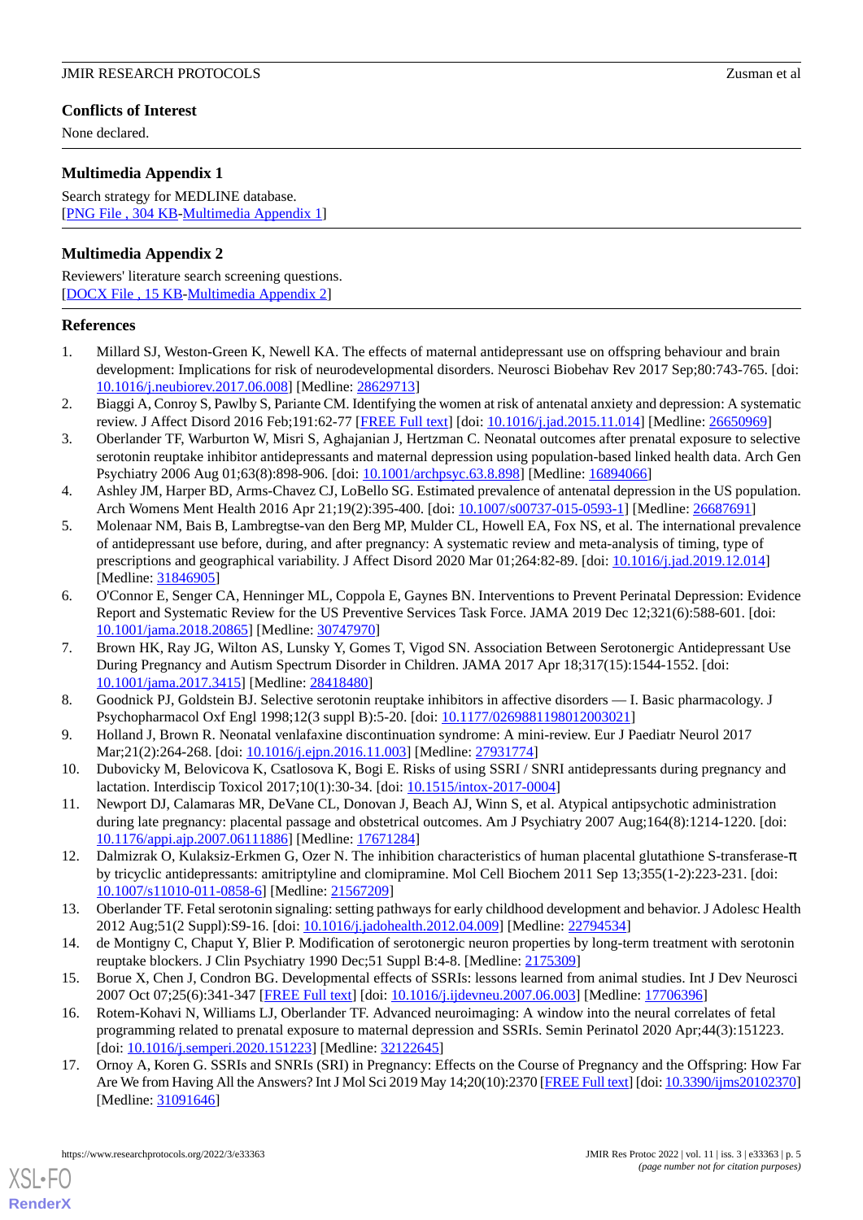## Conflicts of Interest

None declared.

## Multimedia Appendix 1

Search strategy for MEDLINE database.
[PNG File , 304 KB-Multimedia Appendix 1]

## Multimedia Appendix 2

Reviewers' literature search screening questions.
[DOCX File , 15 KB-Multimedia Appendix 2]

## References

1. Millard SJ, Weston-Green K, Newell KA. The effects of maternal antidepressant use on offspring behaviour and brain development: Implications for risk of neurodevelopmental disorders. Neurosci Biobehav Rev 2017 Sep;80:743-765. [doi: 10.1016/j.neubiorev.2017.06.008] [Medline: 28629713]
2. Biaggi A, Conroy S, Pawlby S, Pariante CM. Identifying the women at risk of antenatal anxiety and depression: A systematic review. J Affect Disord 2016 Feb;191:62-77 [FREE Full text] [doi: 10.1016/j.jad.2015.11.014] [Medline: 26650969]
3. Oberlander TF, Warburton W, Misri S, Aghajanian J, Hertzman C. Neonatal outcomes after prenatal exposure to selective serotonin reuptake inhibitor antidepressants and maternal depression using population-based linked health data. Arch Gen Psychiatry 2006 Aug 01;63(8):898-906. [doi: 10.1001/archpsyc.63.8.898] [Medline: 16894066]
4. Ashley JM, Harper BD, Arms-Chavez CJ, LoBello SG. Estimated prevalence of antenatal depression in the US population. Arch Womens Ment Health 2016 Apr 21;19(2):395-400. [doi: 10.1007/s00737-015-0593-1] [Medline: 26687691]
5. Molenaar NM, Bais B, Lambregtse-van den Berg MP, Mulder CL, Howell EA, Fox NS, et al. The international prevalence of antidepressant use before, during, and after pregnancy: A systematic review and meta-analysis of timing, type of prescriptions and geographical variability. J Affect Disord 2020 Mar 01;264:82-89. [doi: 10.1016/j.jad.2019.12.014] [Medline: 31846905]
6. O'Connor E, Senger CA, Henninger ML, Coppola E, Gaynes BN. Interventions to Prevent Perinatal Depression: Evidence Report and Systematic Review for the US Preventive Services Task Force. JAMA 2019 Dec 12;321(6):588-601. [doi: 10.1001/jama.2018.20865] [Medline: 30747970]
7. Brown HK, Ray JG, Wilton AS, Lunsky Y, Gomes T, Vigod SN. Association Between Serotonergic Antidepressant Use During Pregnancy and Autism Spectrum Disorder in Children. JAMA 2017 Apr 18;317(15):1544-1552. [doi: 10.1001/jama.2017.3415] [Medline: 28418480]
8. Goodnick PJ, Goldstein BJ. Selective serotonin reuptake inhibitors in affective disorders — I. Basic pharmacology. J Psychopharmacol Oxf Engl 1998;12(3 suppl B):5-20. [doi: 10.1177/0269881198012003021]
9. Holland J, Brown R. Neonatal venlafaxine discontinuation syndrome: A mini-review. Eur J Paediatr Neurol 2017 Mar;21(2):264-268. [doi: 10.1016/j.ejpn.2016.11.003] [Medline: 27931774]
10. Dubovicky M, Belovicova K, Csatlosova K, Bogi E. Risks of using SSRI / SNRI antidepressants during pregnancy and lactation. Interdiscip Toxicol 2017;10(1):30-34. [doi: 10.1515/intox-2017-0004]
11. Newport DJ, Calamaras MR, DeVane CL, Donovan J, Beach AJ, Winn S, et al. Atypical antipsychotic administration during late pregnancy: placental passage and obstetrical outcomes. Am J Psychiatry 2007 Aug;164(8):1214-1220. [doi: 10.1176/appi.ajp.2007.06111886] [Medline: 17671284]
12. Dalmizrak O, Kulaksiz-Erkmen G, Ozer N. The inhibition characteristics of human placental glutathione S-transferase-π by tricyclic antidepressants: amitriptyline and clomipramine. Mol Cell Biochem 2011 Sep 13;355(1-2):223-231. [doi: 10.1007/s11010-011-0858-6] [Medline: 21567209]
13. Oberlander TF. Fetal serotonin signaling: setting pathways for early childhood development and behavior. J Adolesc Health 2012 Aug;51(2 Suppl):S9-16. [doi: 10.1016/j.jadohealth.2012.04.009] [Medline: 22794534]
14. de Montigny C, Chaput Y, Blier P. Modification of serotonergic neuron properties by long-term treatment with serotonin reuptake blockers. J Clin Psychiatry 1990 Dec;51 Suppl B:4-8. [Medline: 2175309]
15. Borue X, Chen J, Condron BG. Developmental effects of SSRIs: lessons learned from animal studies. Int J Dev Neurosci 2007 Oct 07;25(6):341-347 [FREE Full text] [doi: 10.1016/j.ijdevneu.2007.06.003] [Medline: 17706396]
16. Rotem-Kohavi N, Williams LJ, Oberlander TF. Advanced neuroimaging: A window into the neural correlates of fetal programming related to prenatal exposure to maternal depression and SSRIs. Semin Perinatol 2020 Apr;44(3):151223. [doi: 10.1016/j.semperi.2020.151223] [Medline: 32122645]
17. Ornoy A, Koren G. SSRIs and SNRIs (SRI) in Pregnancy: Effects on the Course of Pregnancy and the Offspring: How Far Are We from Having All the Answers? Int J Mol Sci 2019 May 14;20(10):2370 [FREE Full text] [doi: 10.3390/ijms20102370] [Medline: 31091646]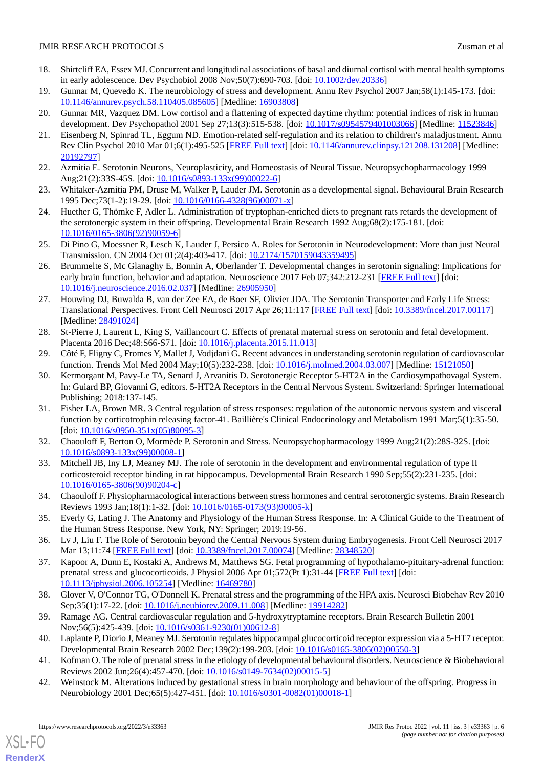18. Shirtcliff EA, Essex MJ. Concurrent and longitudinal associations of basal and diurnal cortisol with mental health symptoms in early adolescence. Dev Psychobiol 2008 Nov;50(7):690-703. [doi: 10.1002/dev.20336]
19. Gunnar M, Quevedo K. The neurobiology of stress and development. Annu Rev Psychol 2007 Jan;58(1):145-173. [doi: 10.1146/annurev.psych.58.110405.085605] [Medline: 16903808]
20. Gunnar MR, Vazquez DM. Low cortisol and a flattening of expected daytime rhythm: potential indices of risk in human development. Dev Psychopathol 2001 Sep 27;13(3):515-538. [doi: 10.1017/s0954579401003066] [Medline: 11523846]
21. Eisenberg N, Spinrad TL, Eggum ND. Emotion-related self-regulation and its relation to children's maladjustment. Annu Rev Clin Psychol 2010 Mar 01;6(1):495-525 [FREE Full text] [doi: 10.1146/annurev.clinpsy.121208.131208] [Medline: 20192797]
22. Azmitia E. Serotonin Neurons, Neuroplasticity, and Homeostasis of Neural Tissue. Neuropsychopharmacology 1999 Aug;21(2):33S-45S. [doi: 10.1016/s0893-133x(99)00022-6]
23. Whitaker-Azmitia PM, Druse M, Walker P, Lauder JM. Serotonin as a developmental signal. Behavioural Brain Research 1995 Dec;73(1-2):19-29. [doi: 10.1016/0166-4328(96)00071-x]
24. Huether G, Thömke F, Adler L. Administration of tryptophan-enriched diets to pregnant rats retards the development of the serotonergic system in their offspring. Developmental Brain Research 1992 Aug;68(2):175-181. [doi: 10.1016/0165-3806(92)90059-6]
25. Di Pino G, Moessner R, Lesch K, Lauder J, Persico A. Roles for Serotonin in Neurodevelopment: More than just Neural Transmission. CN 2004 Oct 01;2(4):403-417. [doi: 10.2174/1570159043359495]
26. Brummelte S, Mc Glanaghy E, Bonnin A, Oberlander T. Developmental changes in serotonin signaling: Implications for early brain function, behavior and adaptation. Neuroscience 2017 Feb 07;342:212-231 [FREE Full text] [doi: 10.1016/j.neuroscience.2016.02.037] [Medline: 26905950]
27. Houwing DJ, Buwalda B, van der Zee EA, de Boer SF, Olivier JDA. The Serotonin Transporter and Early Life Stress: Translational Perspectives. Front Cell Neurosci 2017 Apr 26;11:117 [FREE Full text] [doi: 10.3389/fncel.2017.00117] [Medline: 28491024]
28. St-Pierre J, Laurent L, King S, Vaillancourt C. Effects of prenatal maternal stress on serotonin and fetal development. Placenta 2016 Dec;48:S66-S71. [doi: 10.1016/j.placenta.2015.11.013]
29. Côté F, Fligny C, Fromes Y, Mallet J, Vodjdani G. Recent advances in understanding serotonin regulation of cardiovascular function. Trends Mol Med 2004 May;10(5):232-238. [doi: 10.1016/j.molmed.2004.03.007] [Medline: 15121050]
30. Kermorgant M, Pavy-Le TA, Senard J, Arvanitis D. Serotonergic Receptor 5-HT2A in the Cardiosympathovagal System. In: Guiard BP, Giovanni G, editors. 5-HT2A Receptors in the Central Nervous System. Switzerland: Springer International Publishing; 2018:137-145.
31. Fisher LA, Brown MR. 3 Central regulation of stress responses: regulation of the autonomic nervous system and visceral function by corticotrophin releasing factor-41. Baillière's Clinical Endocrinology and Metabolism 1991 Mar;5(1):35-50. [doi: 10.1016/s0950-351x(05)80095-3]
32. Chaouloff F, Berton O, Mormède P. Serotonin and Stress. Neuropsychopharmacology 1999 Aug;21(2):28S-32S. [doi: 10.1016/s0893-133x(99)00008-1]
33. Mitchell JB, Iny LJ, Meaney MJ. The role of serotonin in the development and environmental regulation of type II corticosteroid receptor binding in rat hippocampus. Developmental Brain Research 1990 Sep;55(2):231-235. [doi: 10.1016/0165-3806(90)90204-c]
34. Chaouloff F. Physiopharmacological interactions between stress hormones and central serotonergic systems. Brain Research Reviews 1993 Jan;18(1):1-32. [doi: 10.1016/0165-0173(93)90005-k]
35. Everly G, Lating J. The Anatomy and Physiology of the Human Stress Response. In: A Clinical Guide to the Treatment of the Human Stress Response. New York, NY: Springer; 2019:19-56.
36. Lv J, Liu F. The Role of Serotonin beyond the Central Nervous System during Embryogenesis. Front Cell Neurosci 2017 Mar 13;11:74 [FREE Full text] [doi: 10.3389/fncel.2017.00074] [Medline: 28348520]
37. Kapoor A, Dunn E, Kostaki A, Andrews M, Matthews SG. Fetal programming of hypothalamo-pituitary-adrenal function: prenatal stress and glucocorticoids. J Physiol 2006 Apr 01;572(Pt 1):31-44 [FREE Full text] [doi: 10.1113/jphysiol.2006.105254] [Medline: 16469780]
38. Glover V, O'Connor TG, O'Donnell K. Prenatal stress and the programming of the HPA axis. Neurosci Biobehav Rev 2010 Sep;35(1):17-22. [doi: 10.1016/j.neubiorev.2009.11.008] [Medline: 19914282]
39. Ramage AG. Central cardiovascular regulation and 5-hydroxytryptamine receptors. Brain Research Bulletin 2001 Nov;56(5):425-439. [doi: 10.1016/s0361-9230(01)00612-8]
40. Laplante P, Diorio J, Meaney MJ. Serotonin regulates hippocampal glucocorticoid receptor expression via a 5-HT7 receptor. Developmental Brain Research 2002 Dec;139(2):199-203. [doi: 10.1016/s0165-3806(02)00550-3]
41. Kofman O. The role of prenatal stress in the etiology of developmental behavioural disorders. Neuroscience & Biobehavioral Reviews 2002 Jun;26(4):457-470. [doi: 10.1016/s0149-7634(02)00015-5]
42. Weinstock M. Alterations induced by gestational stress in brain morphology and behaviour of the offspring. Progress in Neurobiology 2001 Dec;65(5):427-451. [doi: 10.1016/s0301-0082(01)00018-1]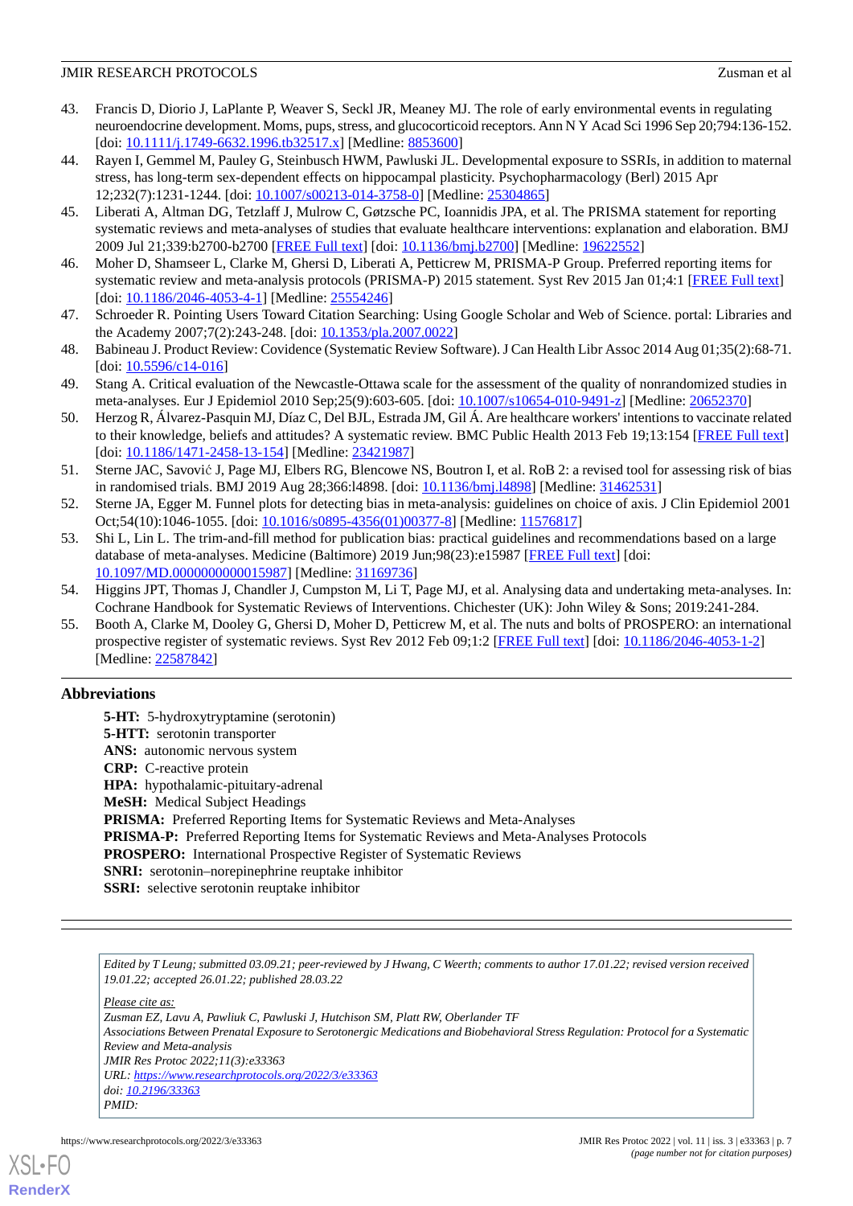43. Francis D, Diorio J, LaPlante P, Weaver S, Seckl JR, Meaney MJ. The role of early environmental events in regulating neuroendocrine development. Moms, pups, stress, and glucocorticoid receptors. Ann N Y Acad Sci 1996 Sep 20;794:136-152. [doi: 10.1111/j.1749-6632.1996.tb32517.x] [Medline: 8853600]
44. Rayen I, Gemmel M, Pauley G, Steinbusch HWM, Pawluski JL. Developmental exposure to SSRIs, in addition to maternal stress, has long-term sex-dependent effects on hippocampal plasticity. Psychopharmacology (Berl) 2015 Apr 12;232(7):1231-1244. [doi: 10.1007/s00213-014-3758-0] [Medline: 25304865]
45. Liberati A, Altman DG, Tetzlaff J, Mulrow C, Gøtzsche PC, Ioannidis JPA, et al. The PRISMA statement for reporting systematic reviews and meta-analyses of studies that evaluate healthcare interventions: explanation and elaboration. BMJ 2009 Jul 21;339:b2700-b2700 [FREE Full text] [doi: 10.1136/bmj.b2700] [Medline: 19622552]
46. Moher D, Shamseer L, Clarke M, Ghersi D, Liberati A, Petticrew M, PRISMA-P Group. Preferred reporting items for systematic review and meta-analysis protocols (PRISMA-P) 2015 statement. Syst Rev 2015 Jan 01;4:1 [FREE Full text] [doi: 10.1186/2046-4053-4-1] [Medline: 25554246]
47. Schroeder R. Pointing Users Toward Citation Searching: Using Google Scholar and Web of Science. portal: Libraries and the Academy 2007;7(2):243-248. [doi: 10.1353/pla.2007.0022]
48. Babineau J. Product Review: Covidence (Systematic Review Software). J Can Health Libr Assoc 2014 Aug 01;35(2):68-71. [doi: 10.5596/c14-016]
49. Stang A. Critical evaluation of the Newcastle-Ottawa scale for the assessment of the quality of nonrandomized studies in meta-analyses. Eur J Epidemiol 2010 Sep;25(9):603-605. [doi: 10.1007/s10654-010-9491-z] [Medline: 20652370]
50. Herzog R, Álvarez-Pasquin MJ, Díaz C, Del BJL, Estrada JM, Gil Á. Are healthcare workers' intentions to vaccinate related to their knowledge, beliefs and attitudes? A systematic review. BMC Public Health 2013 Feb 19;13:154 [FREE Full text] [doi: 10.1186/1471-2458-13-154] [Medline: 23421987]
51. Sterne JAC, Savović J, Page MJ, Elbers RG, Blencowe NS, Boutron I, et al. RoB 2: a revised tool for assessing risk of bias in randomised trials. BMJ 2019 Aug 28;366:l4898. [doi: 10.1136/bmj.l4898] [Medline: 31462531]
52. Sterne JA, Egger M. Funnel plots for detecting bias in meta-analysis: guidelines on choice of axis. J Clin Epidemiol 2001 Oct;54(10):1046-1055. [doi: 10.1016/s0895-4356(01)00377-8] [Medline: 11576817]
53. Shi L, Lin L. The trim-and-fill method for publication bias: practical guidelines and recommendations based on a large database of meta-analyses. Medicine (Baltimore) 2019 Jun;98(23):e15987 [FREE Full text] [doi: 10.1097/MD.0000000000015987] [Medline: 31169736]
54. Higgins JPT, Thomas J, Chandler J, Cumpston M, Li T, Page MJ, et al. Analysing data and undertaking meta-analyses. In: Cochrane Handbook for Systematic Reviews of Interventions. Chichester (UK): John Wiley & Sons; 2019:241-284.
55. Booth A, Clarke M, Dooley G, Ghersi D, Moher D, Petticrew M, et al. The nuts and bolts of PROSPERO: an international prospective register of systematic reviews. Syst Rev 2012 Feb 09;1:2 [FREE Full text] [doi: 10.1186/2046-4053-1-2] [Medline: 22587842]

## Abbreviations

**5-HT:** 5-hydroxytryptamine (serotonin)
**5-HTT:** serotonin transporter
**ANS:** autonomic nervous system
**CRP:** C-reactive protein
**HPA:** hypothalamic-pituitary-adrenal
**MeSH:** Medical Subject Headings
**PRISMA:** Preferred Reporting Items for Systematic Reviews and Meta-Analyses
**PRISMA-P:** Preferred Reporting Items for Systematic Reviews and Meta-Analyses Protocols
**PROSPERO:** International Prospective Register of Systematic Reviews
**SNRI:** serotonin–norepinephrine reuptake inhibitor
**SSRI:** selective serotonin reuptake inhibitor

*Edited by T Leung; submitted 03.09.21; peer-reviewed by J Hwang, C Weerth; comments to author 17.01.22; revised version received 19.01.22; accepted 26.01.22; published 28.03.22*

*Please cite as:*
*Zusman EZ, Lavu A, Pawliuk C, Pawluski J, Hutchison SM, Platt RW, Oberlander TF*
*Associations Between Prenatal Exposure to Serotonergic Medications and Biobehavioral Stress Regulation: Protocol for a Systematic Review and Meta-analysis*
*JMIR Res Protoc 2022;11(3):e33363*
*URL: https://www.researchprotocols.org/2022/3/e33363*
*doi: 10.2196/33363*
*PMID:*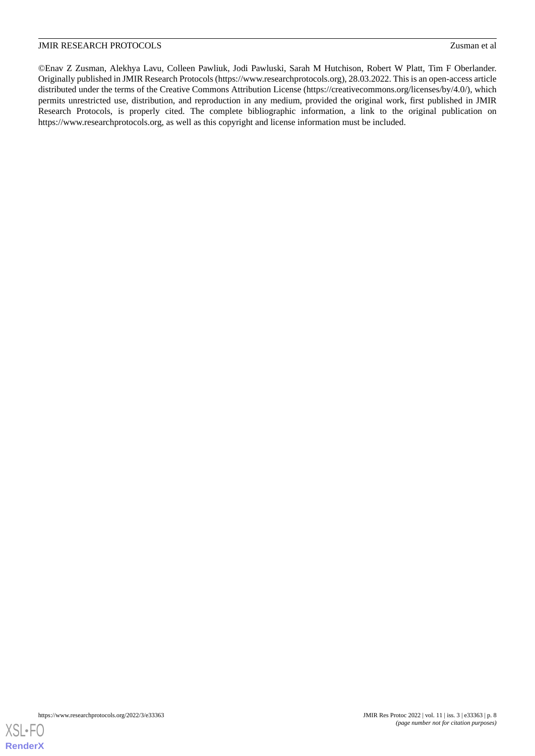©Enav Z Zusman, Alekhya Lavu, Colleen Pawliuk, Jodi Pawluski, Sarah M Hutchison, Robert W Platt, Tim F Oberlander. Originally published in JMIR Research Protocols (https://www.researchprotocols.org), 28.03.2022. This is an open-access article distributed under the terms of the Creative Commons Attribution License (https://creativecommons.org/licenses/by/4.0/), which permits unrestricted use, distribution, and reproduction in any medium, provided the original work, first published in JMIR Research Protocols, is properly cited. The complete bibliographic information, a link to the original publication on https://www.researchprotocols.org, as well as this copyright and license information must be included.